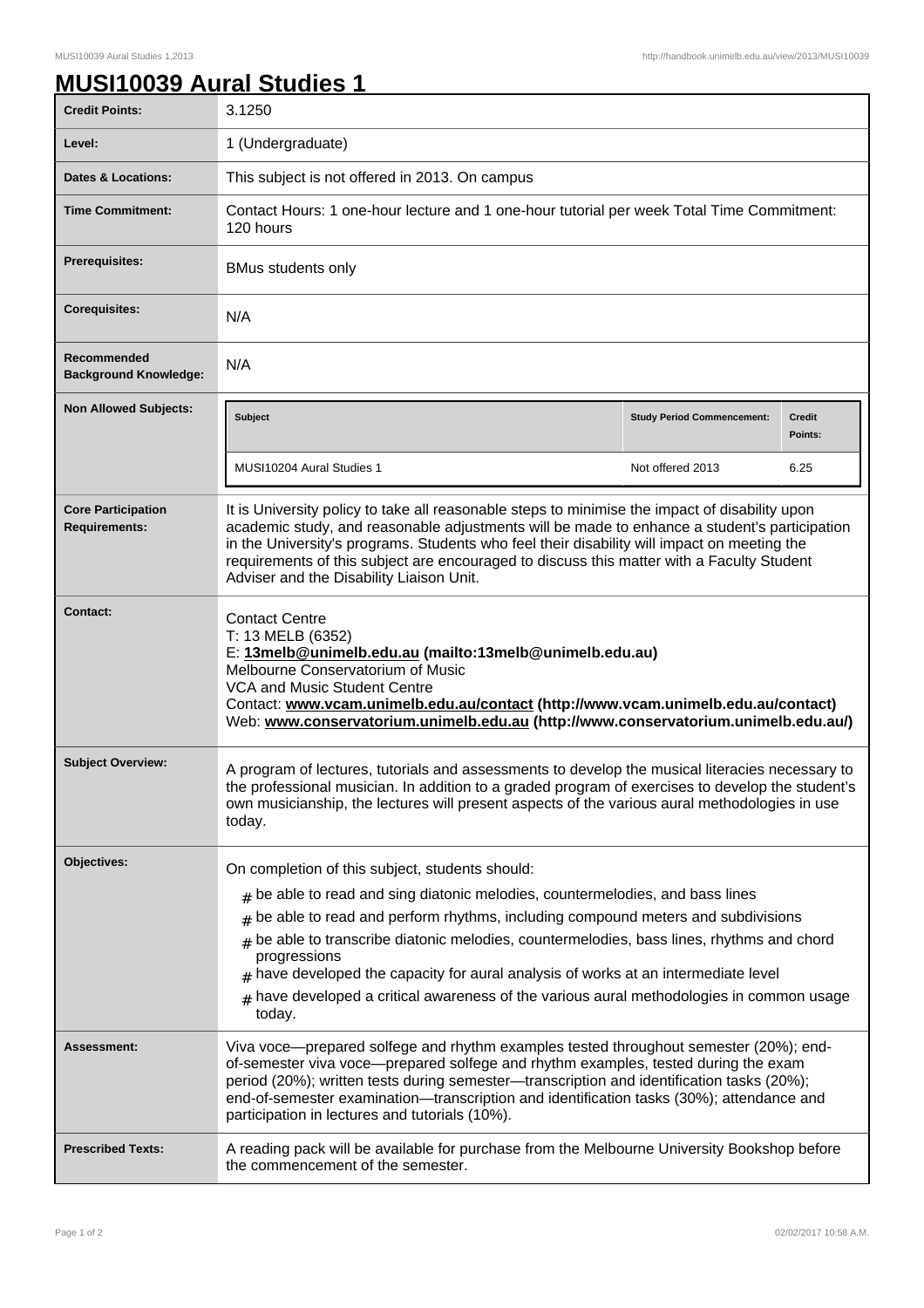# MUSI10039 Aural Studies 1

| | |
|---|---|
| **Credit Points:** | 3.1250 |
| **Level:** | 1 (Undergraduate) |
| **Dates & Locations:** | This subject is not offered in 2013. On campus |
| **Time Commitment:** | Contact Hours: 1 one-hour lecture and 1 one-hour tutorial per week Total Time Commitment: 120 hours |
| **Prerequisites:** | BMus students only |
| **Corequisites:** | N/A |
| **Recommended Background Knowledge:** | N/A |
| **Non Allowed Subjects:** | **Subject** / **Study Period Commencement:** / **Credit Points:**<br>MUSI10204 Aural Studies 1 / Not offered 2013 / 6.25 |
| **Core Participation Requirements:** | It is University policy to take all reasonable steps to minimise the impact of disability upon academic study, and reasonable adjustments will be made to enhance a student's participation in the University's programs. Students who feel their disability will impact on meeting the requirements of this subject are encouraged to discuss this matter with a Faculty Student Adviser and the Disability Liaison Unit. |
| **Contact:** | Contact Centre<br>T: 13 MELB (6352)<br>E: **13melb@unimelb.edu.au (mailto:13melb@unimelb.edu.au)**<br>Melbourne Conservatorium of Music<br>VCA and Music Student Centre<br>Contact: **www.vcam.unimelb.edu.au/contact (http://www.vcam.unimelb.edu.au/contact)**<br>Web: **www.conservatorium.unimelb.edu.au (http://www.conservatorium.unimelb.edu.au/)** |
| **Subject Overview:** | A program of lectures, tutorials and assessments to develop the musical literacies necessary to the professional musician. In addition to a graded program of exercises to develop the student's own musicianship, the lectures will present aspects of the various aural methodologies in use today. |
| **Objectives:** | On completion of this subject, students should:<br># be able to read and sing diatonic melodies, countermelodies, and bass lines<br># be able to read and perform rhythms, including compound meters and subdivisions<br># be able to transcribe diatonic melodies, countermelodies, bass lines, rhythms and chord progressions<br># have developed the capacity for aural analysis of works at an intermediate level<br># have developed a critical awareness of the various aural methodologies in common usage today. |
| **Assessment:** | Viva voce—prepared solfege and rhythm examples tested throughout semester (20%); end-of-semester viva voce—prepared solfege and rhythm examples, tested during the exam period (20%); written tests during semester—transcription and identification tasks (20%); end-of-semester examination—transcription and identification tasks (30%); attendance and participation in lectures and tutorials (10%). |
| **Prescribed Texts:** | A reading pack will be available for purchase from the Melbourne University Bookshop before the commencement of the semester. |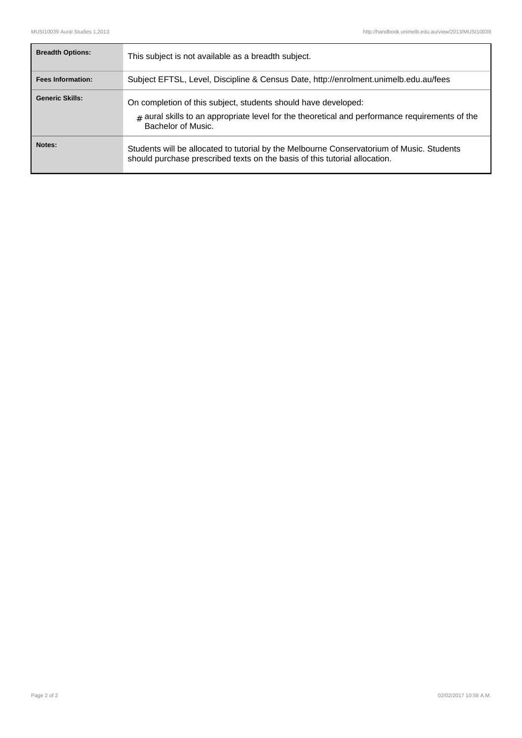| | |
|---|---|
| **Breadth Options:** | This subject is not available as a breadth subject. |
| **Fees Information:** | Subject EFTSL, Level, Discipline & Census Date, http://enrolment.unimelb.edu.au/fees |
| **Generic Skills:** | On completion of this subject, students should have developed: # aural skills to an appropriate level for the theoretical and performance requirements of the Bachelor of Music. |
| **Notes:** | Students will be allocated to tutorial by the Melbourne Conservatorium of Music. Students should purchase prescribed texts on the basis of this tutorial allocation. |